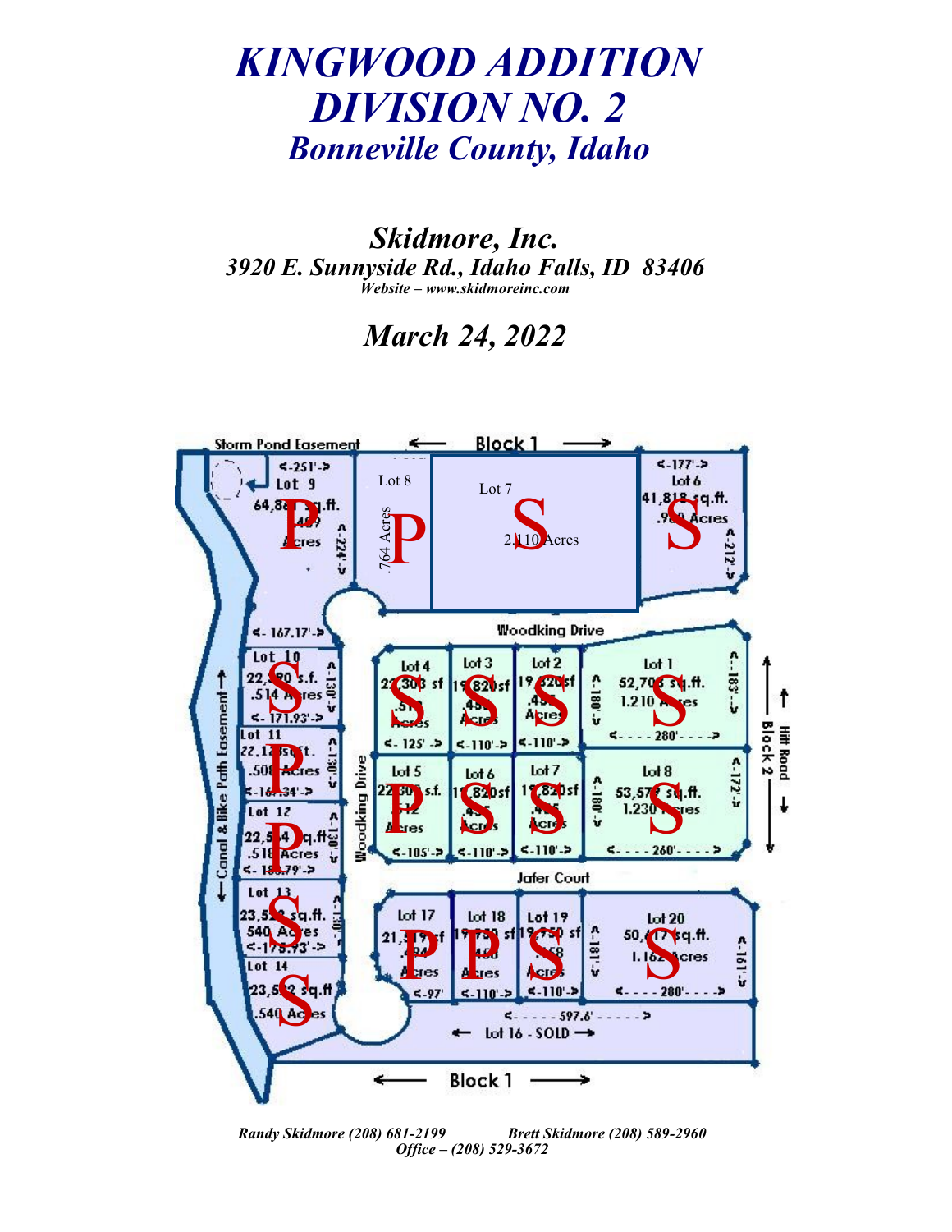# *KINGWOOD ADDITION DIVISION NO. 2*

## *Bonneville County, Idaho*

### *Skidmore, Inc.*

*3920 E. Sunnyside Rd., Idaho Falls, ID 83406*

*Website – www.skidmoreinc.com*

### *March 24, 2022*

Storm Pond Easement

Block 1

Lot 9 — 64,8?? sq.ft. — 1.4?? Acres — P — <-251'-> — <-224'->

Lot 8 — .764 Acres — P

Lot 7 — 2.110 Acres — S

Lot 6 — 41,818 sq.ft. — .9?? Acres — S — <-177'-> — <-212'->

Woodking Drive

Lot 10 — 22,?90 s.f. — .514 Acres — S — <-167.17'-> — <-130'-> — <-171.93'->

Lot 11 — 22,12? sq.ft. — .508 Acres — P — <-130'-> — <-16?.34'->

Lot 12 — 22,5?4 sq.ft. — .518 Acres — P — <-130'-> — <-1??.79'->

Lot 13 — 23,5?? sq.ft. — .540 Acres — S — <-130'-> — <-17?.93'->

Lot 14 — 23,5?? sq.ft. — .540 Acres — S

Block 2

Lot 4 — 22,30? sf — .51? Acres — S — <-125'->

Lot 3 — 19,820sf — .455 Acres — S — <-110'->

Lot 2 — 19,820sf — .45? Acres — S — <-110'-> — <-180'->

Lot 1 — 52,70? sq.ft. — 1.210 Acres — S — <-280'-> — <-183'->

Lot 5 — 22,30? s.f. — .512 Acres — P — <-105'->

Lot 6 — 19,820sf — .45? Acres — S — <-110'->

Lot 7 — 19,820sf — .455 Acres — S — <-110'-> — <-180'->

Lot 8 — 53,57? sq.ft. — 1.230 Acres — S — <-260'-> — <-172'->

Hitt Road

Woodking Drive

Canal & Bike Path Easement

Jafer Court

Lot 17 — 21,?? sf — .?? Acres — P — <-97'>

Lot 18 — 19,?50 sf — .458 Acres — P — <-110'->

Lot 19 — 19,?50 sf — .?58 Acres — S — <-110'-> — <-181'->

Lot 20 — 50,?17 sq.ft. — 1.162 Acres — S — <-280'-> — <-161'->

<-597.6'->

Lot 16 - SOLD

Block 1

*Randy Skidmore (208) 681-2199 Brett Skidmore (208) 589-2960*

*Office – (208) 529-3672*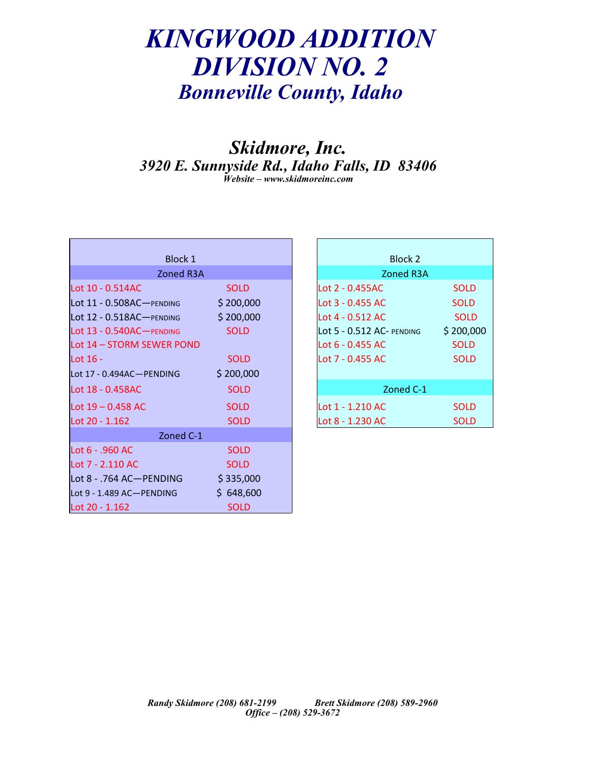# *KINGWOOD ADDITION DIVISION NO. 2*

## *Bonneville County, Idaho*

### *Skidmore, Inc.*

***3920 E. Sunnyside Rd., Idaho Falls, ID 83406***

***Website – www.skidmoreinc.com***

| Block 1 | |
|---|---|
| **Zoned R3A** | |
| Lot 10 - 0.514AC | SOLD |
| Lot 11 - 0.508AC—PENDING | $ 200,000 |
| Lot 12 - 0.518AC—PENDING | $ 200,000 |
| Lot 13 - 0.540AC—PENDING | SOLD |
| Lot 14 – STORM SEWER POND | |
| Lot 16 - | SOLD |
| Lot 17 - 0.494AC—PENDING | $ 200,000 |
| Lot 18 - 0.458AC | SOLD |
| Lot 19 – 0.458 AC | SOLD |
| Lot 20 - 1.162 | SOLD |
| **Zoned C-1** | |
| Lot 6 - .960 AC | SOLD |
| Lot 7 - 2.110 AC | SOLD |
| Lot 8 - .764 AC—PENDING | $ 335,000 |
| Lot 9 - 1.489 AC—PENDING | $ 648,600 |
| Lot 20 - 1.162 | SOLD |

| Block 2 | |
|---|---|
| **Zoned R3A** | |
| Lot 2 - 0.455AC | SOLD |
| Lot 3 - 0.455 AC | SOLD |
| Lot 4 - 0.512 AC | SOLD |
| Lot 5 - 0.512 AC- PENDING | $ 200,000 |
| Lot 6 - 0.455 AC | SOLD |
| Lot 7 - 0.455 AC | SOLD |
| **Zoned C-1** | |
| Lot 1 - 1.210 AC | SOLD |
| Lot 8 - 1.230 AC | SOLD |

***Randy Skidmore (208) 681-2199 Brett Skidmore (208) 589-2960***

***Office – (208) 529-3672***